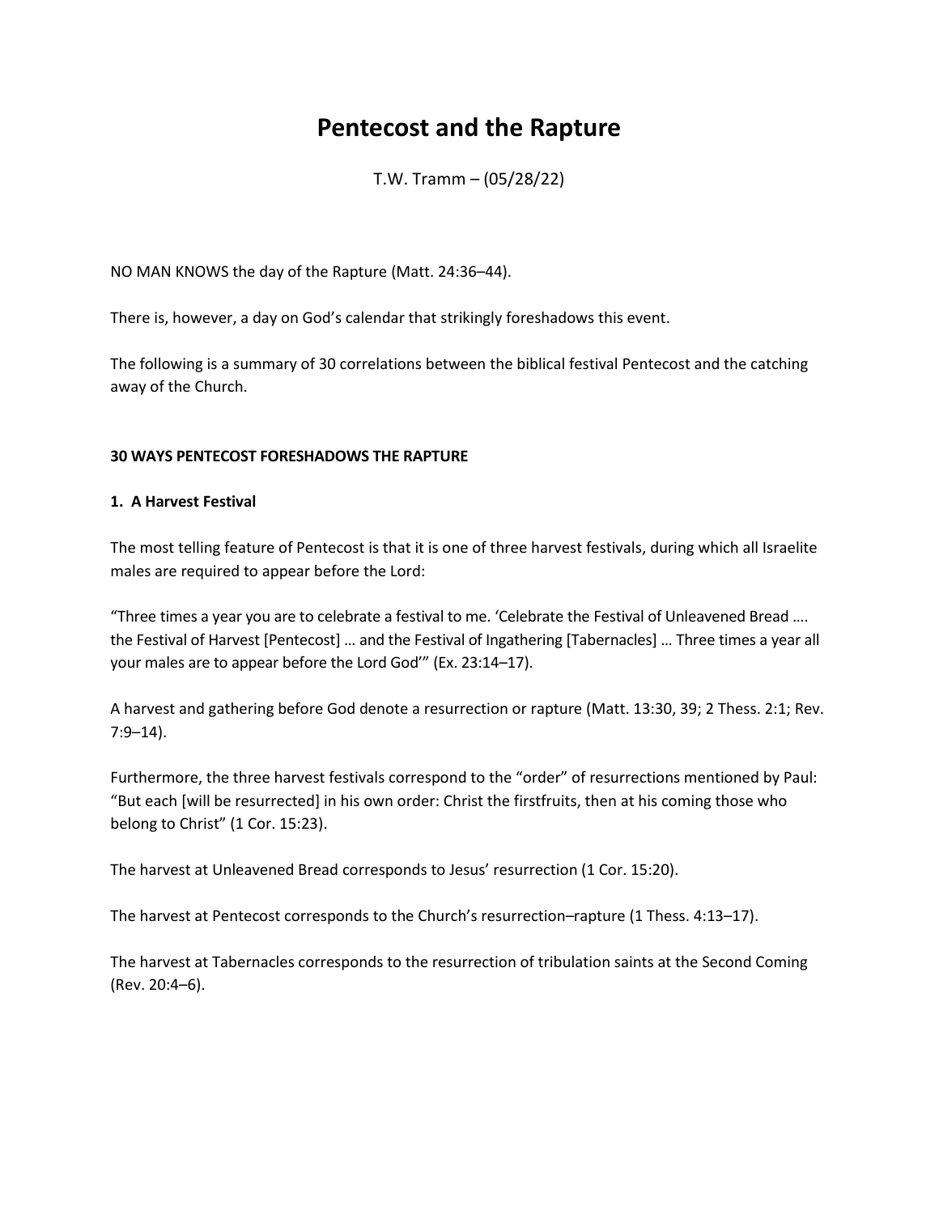# Pentecost and the Rapture

T.W. Tramm – (05/28/22)

NO MAN KNOWS the day of the Rapture (Matt. 24:36–44).

There is, however, a day on God's calendar that strikingly foreshadows this event.

The following is a summary of 30 correlations between the biblical festival Pentecost and the catching away of the Church.

**30 WAYS PENTECOST FORESHADOWS THE RAPTURE**

**1. A Harvest Festival**

The most telling feature of Pentecost is that it is one of three harvest festivals, during which all Israelite males are required to appear before the Lord:

"Three times a year you are to celebrate a festival to me. 'Celebrate the Festival of Unleavened Bread …. the Festival of Harvest [Pentecost] … and the Festival of Ingathering [Tabernacles] … Three times a year all your males are to appear before the Lord God'" (Ex. 23:14–17).

A harvest and gathering before God denote a resurrection or rapture (Matt. 13:30, 39; 2 Thess. 2:1; Rev. 7:9–14).

Furthermore, the three harvest festivals correspond to the "order" of resurrections mentioned by Paul: "But each [will be resurrected] in his own order: Christ the firstfruits, then at his coming those who belong to Christ" (1 Cor. 15:23).

The harvest at Unleavened Bread corresponds to Jesus' resurrection (1 Cor. 15:20).

The harvest at Pentecost corresponds to the Church's resurrection–rapture (1 Thess. 4:13–17).

The harvest at Tabernacles corresponds to the resurrection of tribulation saints at the Second Coming (Rev. 20:4–6).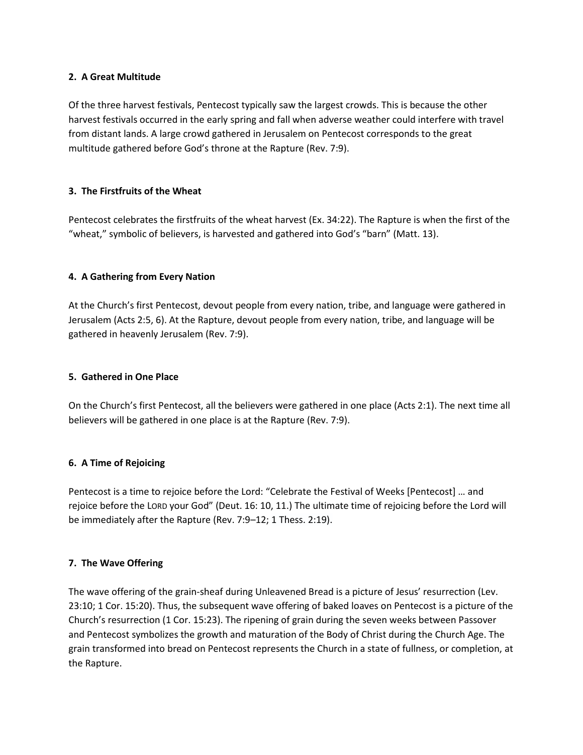**2. A Great Multitude**

Of the three harvest festivals, Pentecost typically saw the largest crowds. This is because the other harvest festivals occurred in the early spring and fall when adverse weather could interfere with travel from distant lands. A large crowd gathered in Jerusalem on Pentecost corresponds to the great multitude gathered before God's throne at the Rapture (Rev. 7:9).

**3. The Firstfruits of the Wheat**

Pentecost celebrates the firstfruits of the wheat harvest (Ex. 34:22). The Rapture is when the first of the "wheat," symbolic of believers, is harvested and gathered into God's "barn" (Matt. 13).

**4. A Gathering from Every Nation**

At the Church's first Pentecost, devout people from every nation, tribe, and language were gathered in Jerusalem (Acts 2:5, 6). At the Rapture, devout people from every nation, tribe, and language will be gathered in heavenly Jerusalem (Rev. 7:9).

**5. Gathered in One Place**

On the Church's first Pentecost, all the believers were gathered in one place (Acts 2:1). The next time all believers will be gathered in one place is at the Rapture (Rev. 7:9).

**6. A Time of Rejoicing**

Pentecost is a time to rejoice before the Lord: "Celebrate the Festival of Weeks [Pentecost] … and rejoice before the LORD your God" (Deut. 16: 10, 11.) The ultimate time of rejoicing before the Lord will be immediately after the Rapture (Rev. 7:9–12; 1 Thess. 2:19).

**7. The Wave Offering**

The wave offering of the grain-sheaf during Unleavened Bread is a picture of Jesus' resurrection (Lev. 23:10; 1 Cor. 15:20). Thus, the subsequent wave offering of baked loaves on Pentecost is a picture of the Church's resurrection (1 Cor. 15:23). The ripening of grain during the seven weeks between Passover and Pentecost symbolizes the growth and maturation of the Body of Christ during the Church Age. The grain transformed into bread on Pentecost represents the Church in a state of fullness, or completion, at the Rapture.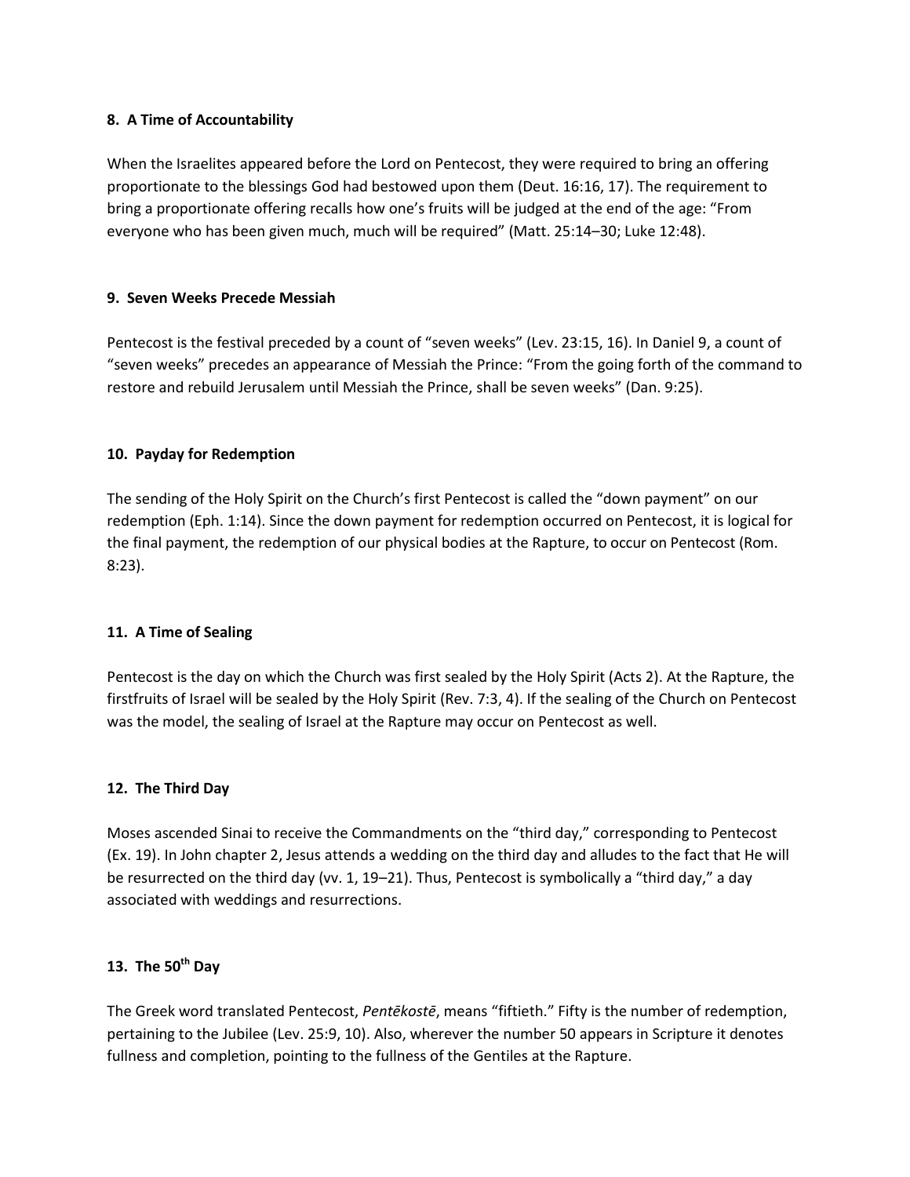**8. A Time of Accountability**

When the Israelites appeared before the Lord on Pentecost, they were required to bring an offering proportionate to the blessings God had bestowed upon them (Deut. 16:16, 17). The requirement to bring a proportionate offering recalls how one's fruits will be judged at the end of the age: "From everyone who has been given much, much will be required" (Matt. 25:14–30; Luke 12:48).

**9. Seven Weeks Precede Messiah**

Pentecost is the festival preceded by a count of "seven weeks" (Lev. 23:15, 16). In Daniel 9, a count of "seven weeks" precedes an appearance of Messiah the Prince: "From the going forth of the command to restore and rebuild Jerusalem until Messiah the Prince, shall be seven weeks" (Dan. 9:25).

**10. Payday for Redemption**

The sending of the Holy Spirit on the Church's first Pentecost is called the "down payment" on our redemption (Eph. 1:14). Since the down payment for redemption occurred on Pentecost, it is logical for the final payment, the redemption of our physical bodies at the Rapture, to occur on Pentecost (Rom. 8:23).

**11. A Time of Sealing**

Pentecost is the day on which the Church was first sealed by the Holy Spirit (Acts 2). At the Rapture, the firstfruits of Israel will be sealed by the Holy Spirit (Rev. 7:3, 4). If the sealing of the Church on Pentecost was the model, the sealing of Israel at the Rapture may occur on Pentecost as well.

**12. The Third Day**

Moses ascended Sinai to receive the Commandments on the "third day," corresponding to Pentecost (Ex. 19). In John chapter 2, Jesus attends a wedding on the third day and alludes to the fact that He will be resurrected on the third day (vv. 1, 19–21). Thus, Pentecost is symbolically a "third day," a day associated with weddings and resurrections.

**13. The 50th Day**

The Greek word translated Pentecost, *Pentēkostē*, means "fiftieth." Fifty is the number of redemption, pertaining to the Jubilee (Lev. 25:9, 10). Also, wherever the number 50 appears in Scripture it denotes fullness and completion, pointing to the fullness of the Gentiles at the Rapture.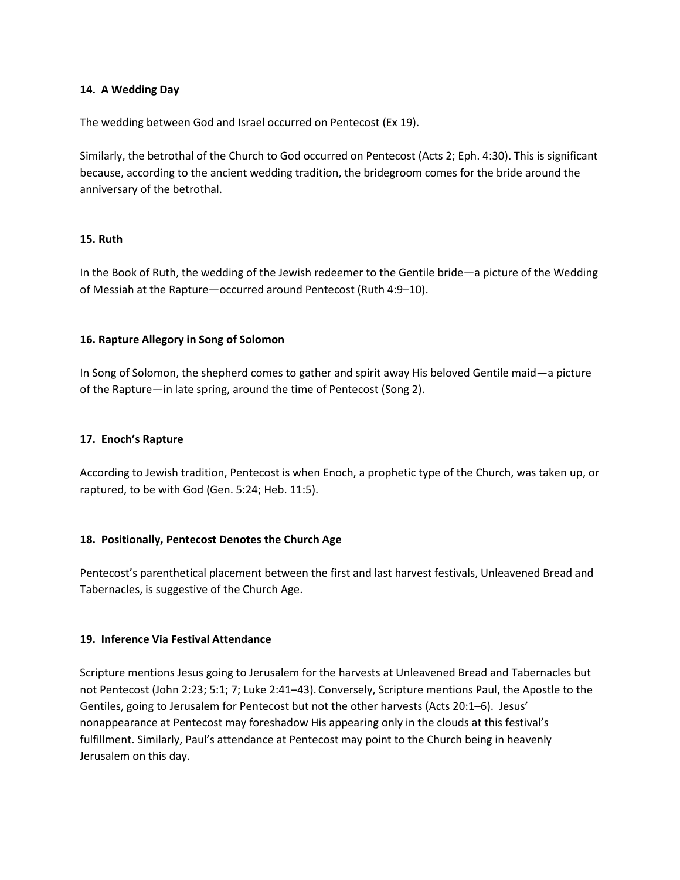**14. A Wedding Day**

The wedding between God and Israel occurred on Pentecost (Ex 19).

Similarly, the betrothal of the Church to God occurred on Pentecost (Acts 2; Eph. 4:30). This is significant because, according to the ancient wedding tradition, the bridegroom comes for the bride around the anniversary of the betrothal.

**15. Ruth**

In the Book of Ruth, the wedding of the Jewish redeemer to the Gentile bride—a picture of the Wedding of Messiah at the Rapture—occurred around Pentecost (Ruth 4:9–10).

**16. Rapture Allegory in Song of Solomon**

In Song of Solomon, the shepherd comes to gather and spirit away His beloved Gentile maid—a picture of the Rapture—in late spring, around the time of Pentecost (Song 2).

**17. Enoch's Rapture**

According to Jewish tradition, Pentecost is when Enoch, a prophetic type of the Church, was taken up, or raptured, to be with God (Gen. 5:24; Heb. 11:5).

**18. Positionally, Pentecost Denotes the Church Age**

Pentecost's parenthetical placement between the first and last harvest festivals, Unleavened Bread and Tabernacles, is suggestive of the Church Age.

**19. Inference Via Festival Attendance**

Scripture mentions Jesus going to Jerusalem for the harvests at Unleavened Bread and Tabernacles but not Pentecost (John 2:23; 5:1; 7; Luke 2:41–43). Conversely, Scripture mentions Paul, the Apostle to the Gentiles, going to Jerusalem for Pentecost but not the other harvests (Acts 20:1–6). Jesus' nonappearance at Pentecost may foreshadow His appearing only in the clouds at this festival's fulfillment. Similarly, Paul's attendance at Pentecost may point to the Church being in heavenly Jerusalem on this day.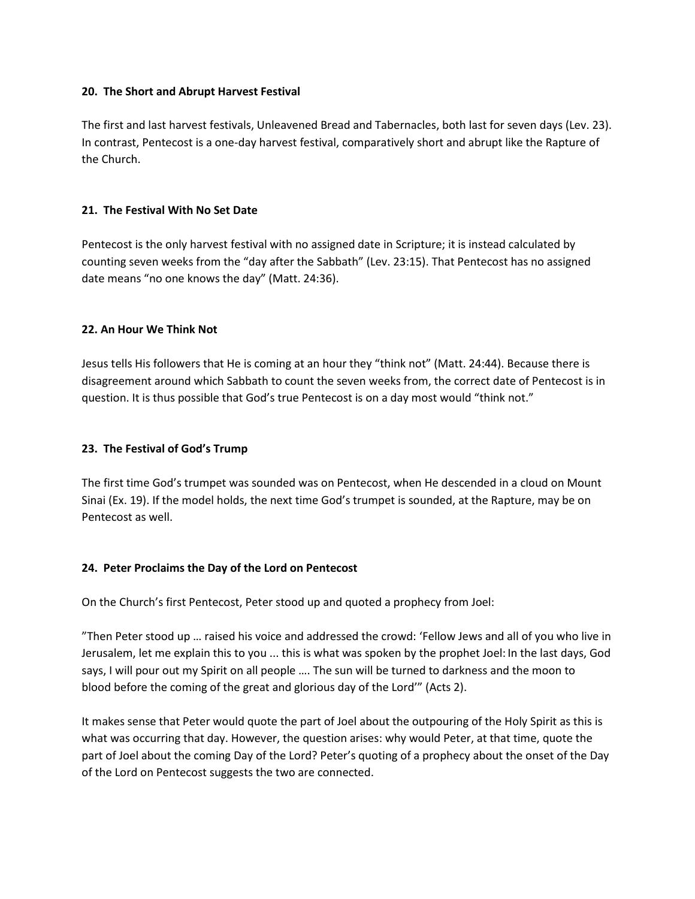**20. The Short and Abrupt Harvest Festival**

The first and last harvest festivals, Unleavened Bread and Tabernacles, both last for seven days (Lev. 23). In contrast, Pentecost is a one-day harvest festival, comparatively short and abrupt like the Rapture of the Church.

**21. The Festival With No Set Date**

Pentecost is the only harvest festival with no assigned date in Scripture; it is instead calculated by counting seven weeks from the "day after the Sabbath" (Lev. 23:15). That Pentecost has no assigned date means "no one knows the day" (Matt. 24:36).

**22. An Hour We Think Not**

Jesus tells His followers that He is coming at an hour they "think not" (Matt. 24:44). Because there is disagreement around which Sabbath to count the seven weeks from, the correct date of Pentecost is in question. It is thus possible that God's true Pentecost is on a day most would "think not."

**23. The Festival of God's Trump**

The first time God's trumpet was sounded was on Pentecost, when He descended in a cloud on Mount Sinai (Ex. 19). If the model holds, the next time God's trumpet is sounded, at the Rapture, may be on Pentecost as well.

**24. Peter Proclaims the Day of the Lord on Pentecost**

On the Church's first Pentecost, Peter stood up and quoted a prophecy from Joel:

"Then Peter stood up … raised his voice and addressed the crowd: 'Fellow Jews and all of you who live in Jerusalem, let me explain this to you ... this is what was spoken by the prophet Joel: In the last days, God says, I will pour out my Spirit on all people …. The sun will be turned to darkness and the moon to blood before the coming of the great and glorious day of the Lord'" (Acts 2).

It makes sense that Peter would quote the part of Joel about the outpouring of the Holy Spirit as this is what was occurring that day. However, the question arises: why would Peter, at that time, quote the part of Joel about the coming Day of the Lord? Peter's quoting of a prophecy about the onset of the Day of the Lord on Pentecost suggests the two are connected.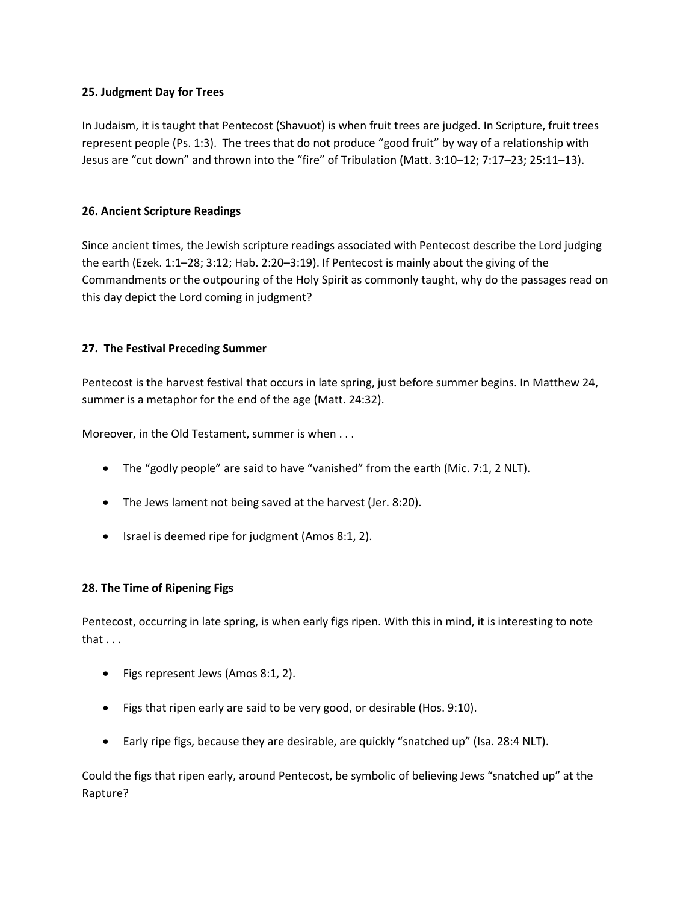**25. Judgment Day for Trees**

In Judaism, it is taught that Pentecost (Shavuot) is when fruit trees are judged. In Scripture, fruit trees represent people (Ps. 1:3). The trees that do not produce "good fruit" by way of a relationship with Jesus are "cut down" and thrown into the "fire" of Tribulation (Matt. 3:10–12; 7:17–23; 25:11–13).

**26. Ancient Scripture Readings**

Since ancient times, the Jewish scripture readings associated with Pentecost describe the Lord judging the earth (Ezek. 1:1–28; 3:12; Hab. 2:20–3:19). If Pentecost is mainly about the giving of the Commandments or the outpouring of the Holy Spirit as commonly taught, why do the passages read on this day depict the Lord coming in judgment?

**27. The Festival Preceding Summer**

Pentecost is the harvest festival that occurs in late spring, just before summer begins. In Matthew 24, summer is a metaphor for the end of the age (Matt. 24:32).

Moreover, in the Old Testament, summer is when . . .

- The "godly people" are said to have "vanished" from the earth (Mic. 7:1, 2 NLT).
- The Jews lament not being saved at the harvest (Jer. 8:20).
- Israel is deemed ripe for judgment (Amos 8:1, 2).

**28. The Time of Ripening Figs**

Pentecost, occurring in late spring, is when early figs ripen. With this in mind, it is interesting to note that . . .

- Figs represent Jews (Amos 8:1, 2).
- Figs that ripen early are said to be very good, or desirable (Hos. 9:10).
- Early ripe figs, because they are desirable, are quickly "snatched up" (Isa. 28:4 NLT).

Could the figs that ripen early, around Pentecost, be symbolic of believing Jews "snatched up" at the Rapture?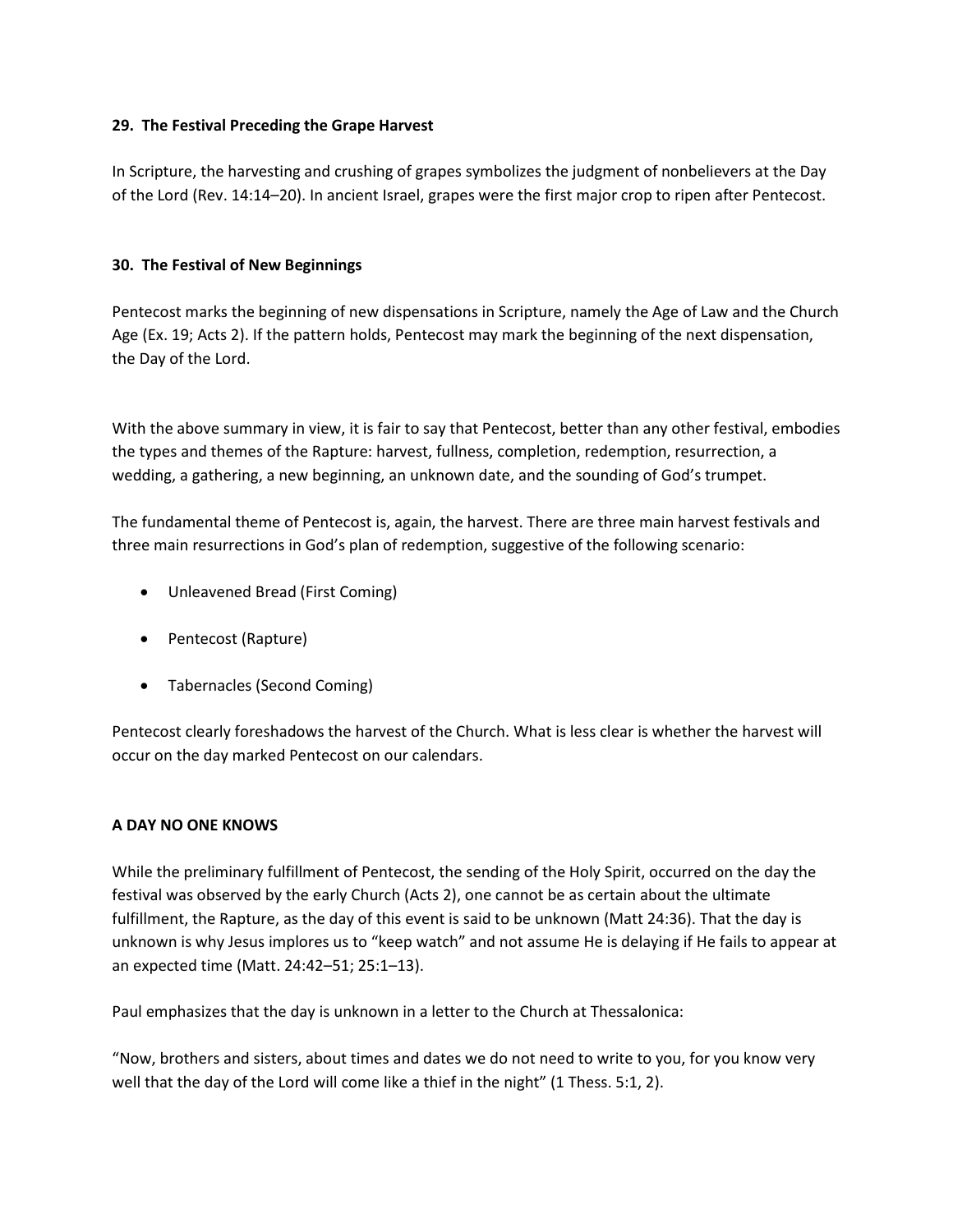**29. The Festival Preceding the Grape Harvest**

In Scripture, the harvesting and crushing of grapes symbolizes the judgment of nonbelievers at the Day of the Lord (Rev. 14:14–20). In ancient Israel, grapes were the first major crop to ripen after Pentecost.

**30. The Festival of New Beginnings**

Pentecost marks the beginning of new dispensations in Scripture, namely the Age of Law and the Church Age (Ex. 19; Acts 2). If the pattern holds, Pentecost may mark the beginning of the next dispensation, the Day of the Lord.

With the above summary in view, it is fair to say that Pentecost, better than any other festival, embodies the types and themes of the Rapture: harvest, fullness, completion, redemption, resurrection, a wedding, a gathering, a new beginning, an unknown date, and the sounding of God's trumpet.

The fundamental theme of Pentecost is, again, the harvest. There are three main harvest festivals and three main resurrections in God's plan of redemption, suggestive of the following scenario:

- Unleavened Bread (First Coming)
- Pentecost (Rapture)
- Tabernacles (Second Coming)

Pentecost clearly foreshadows the harvest of the Church. What is less clear is whether the harvest will occur on the day marked Pentecost on our calendars.

**A DAY NO ONE KNOWS**

While the preliminary fulfillment of Pentecost, the sending of the Holy Spirit, occurred on the day the festival was observed by the early Church (Acts 2), one cannot be as certain about the ultimate fulfillment, the Rapture, as the day of this event is said to be unknown (Matt 24:36). That the day is unknown is why Jesus implores us to "keep watch" and not assume He is delaying if He fails to appear at an expected time (Matt. 24:42–51; 25:1–13).

Paul emphasizes that the day is unknown in a letter to the Church at Thessalonica:

"Now, brothers and sisters, about times and dates we do not need to write to you, for you know very well that the day of the Lord will come like a thief in the night" (1 Thess. 5:1, 2).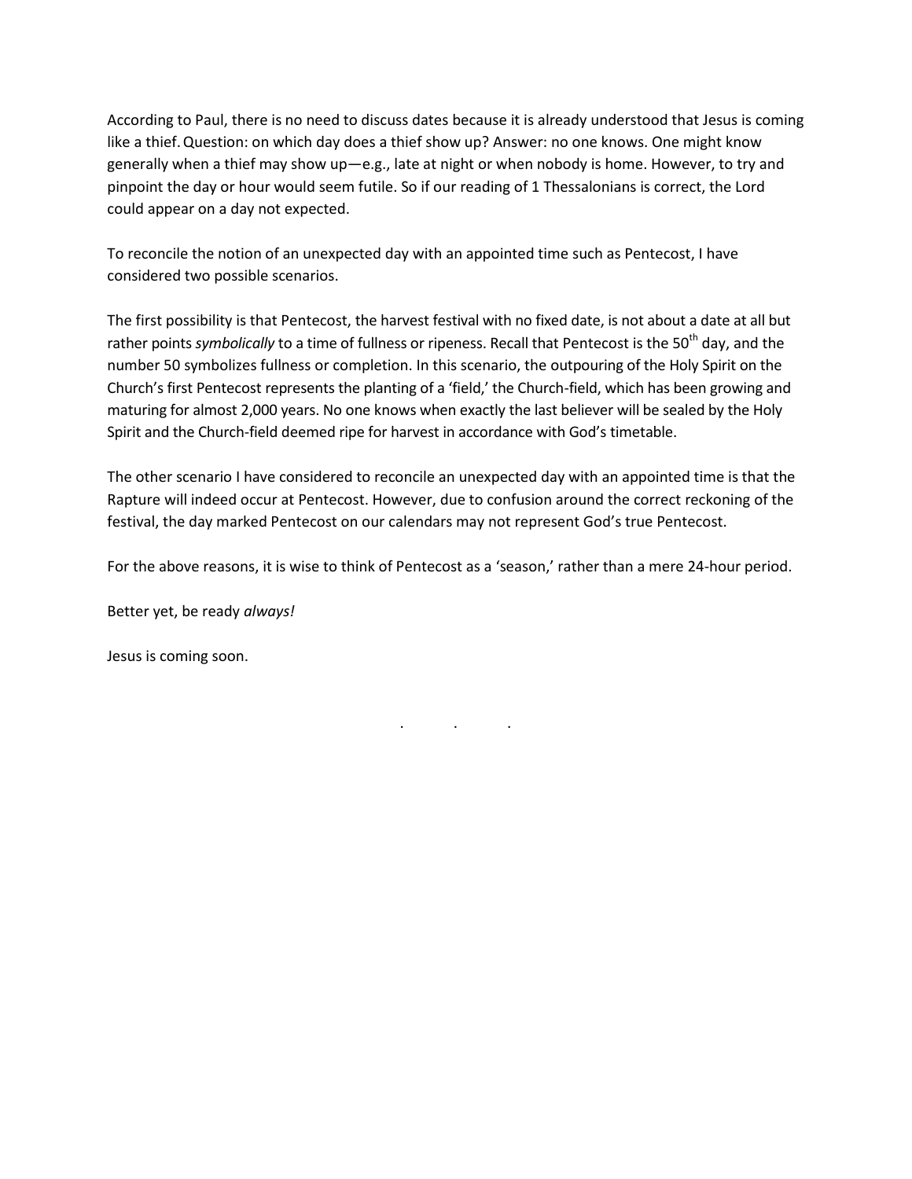According to Paul, there is no need to discuss dates because it is already understood that Jesus is coming like a thief. Question: on which day does a thief show up? Answer: no one knows. One might know generally when a thief may show up—e.g., late at night or when nobody is home. However, to try and pinpoint the day or hour would seem futile. So if our reading of 1 Thessalonians is correct, the Lord could appear on a day not expected.

To reconcile the notion of an unexpected day with an appointed time such as Pentecost, I have considered two possible scenarios.

The first possibility is that Pentecost, the harvest festival with no fixed date, is not about a date at all but rather points *symbolically* to a time of fullness or ripeness. Recall that Pentecost is the 50th day, and the number 50 symbolizes fullness or completion. In this scenario, the outpouring of the Holy Spirit on the Church's first Pentecost represents the planting of a 'field,' the Church-field, which has been growing and maturing for almost 2,000 years. No one knows when exactly the last believer will be sealed by the Holy Spirit and the Church-field deemed ripe for harvest in accordance with God's timetable.

The other scenario I have considered to reconcile an unexpected day with an appointed time is that the Rapture will indeed occur at Pentecost. However, due to confusion around the correct reckoning of the festival, the day marked Pentecost on our calendars may not represent God's true Pentecost.

For the above reasons, it is wise to think of Pentecost as a 'season,' rather than a mere 24-hour period.

Better yet, be ready *always!*

Jesus is coming soon.

. . .